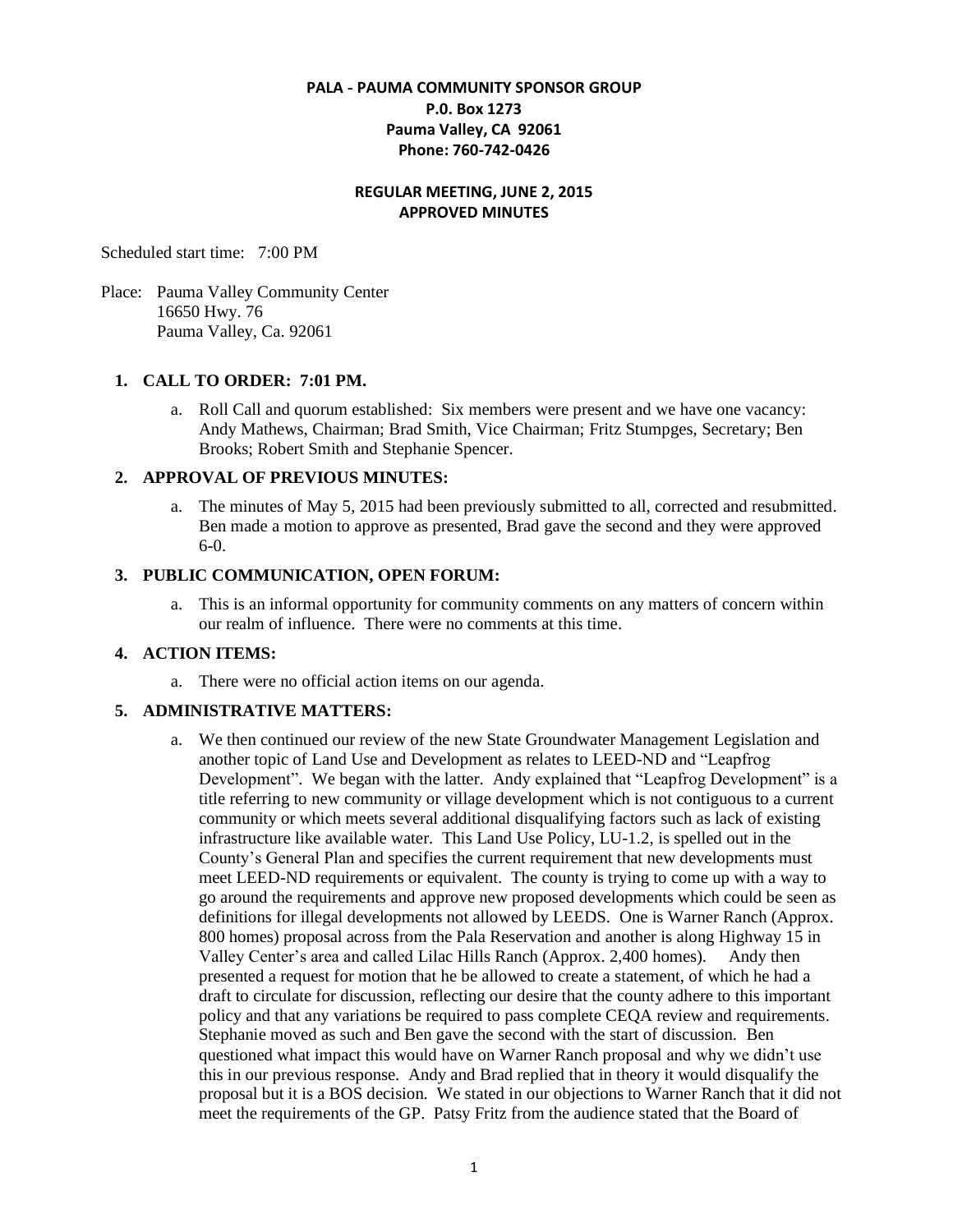**PALA - PAUMA COMMUNITY SPONSOR GROUP**
**P.0. Box 1273**
**Pauma Valley, CA 92061**
**Phone: 760-742-0426**

**REGULAR MEETING, JUNE 2, 2015**
**APPROVED MINUTES**

Scheduled start time: 7:00 PM

Place: Pauma Valley Community Center
16650 Hwy. 76
Pauma Valley, Ca. 92061

1. **CALL TO ORDER: 7:01 PM.**
   a. Roll Call and quorum established: Six members were present and we have one vacancy: Andy Mathews, Chairman; Brad Smith, Vice Chairman; Fritz Stumpges, Secretary; Ben Brooks; Robert Smith and Stephanie Spencer.

2. **APPROVAL OF PREVIOUS MINUTES:**
   a. The minutes of May 5, 2015 had been previously submitted to all, corrected and resubmitted. Ben made a motion to approve as presented, Brad gave the second and they were approved 6-0.

3. **PUBLIC COMMUNICATION, OPEN FORUM:**
   a. This is an informal opportunity for community comments on any matters of concern within our realm of influence. There were no comments at this time.

4. **ACTION ITEMS:**
   a. There were no official action items on our agenda.

5. **ADMINISTRATIVE MATTERS:**
   a. We then continued our review of the new State Groundwater Management Legislation and another topic of Land Use and Development as relates to LEED-ND and "Leapfrog Development". We began with the latter. Andy explained that "Leapfrog Development" is a title referring to new community or village development which is not contiguous to a current community or which meets several additional disqualifying factors such as lack of existing infrastructure like available water. This Land Use Policy, LU-1.2, is spelled out in the County's General Plan and specifies the current requirement that new developments must meet LEED-ND requirements or equivalent. The county is trying to come up with a way to go around the requirements and approve new proposed developments which could be seen as definitions for illegal developments not allowed by LEEDS. One is Warner Ranch (Approx. 800 homes) proposal across from the Pala Reservation and another is along Highway 15 in Valley Center's area and called Lilac Hills Ranch (Approx. 2,400 homes). Andy then presented a request for motion that he be allowed to create a statement, of which he had a draft to circulate for discussion, reflecting our desire that the county adhere to this important policy and that any variations be required to pass complete CEQA review and requirements. Stephanie moved as such and Ben gave the second with the start of discussion. Ben questioned what impact this would have on Warner Ranch proposal and why we didn't use this in our previous response. Andy and Brad replied that in theory it would disqualify the proposal but it is a BOS decision. We stated in our objections to Warner Ranch that it did not meet the requirements of the GP. Patsy Fritz from the audience stated that the Board of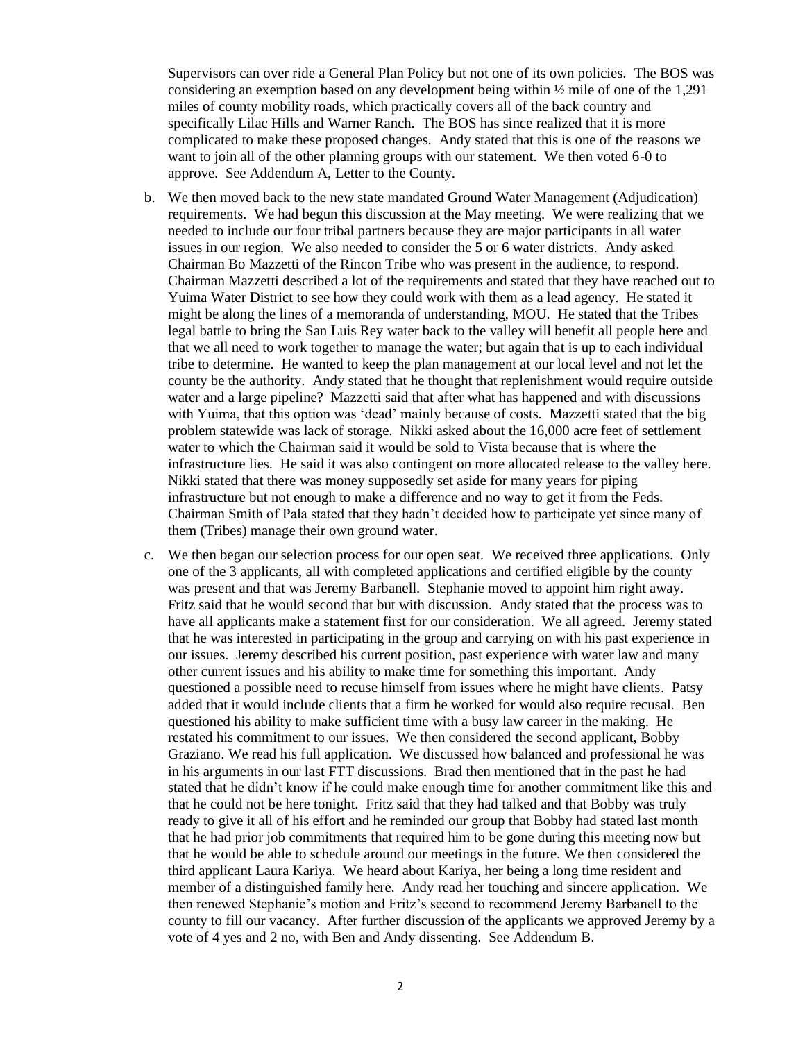Supervisors can over ride a General Plan Policy but not one of its own policies. The BOS was considering an exemption based on any development being within ½ mile of one of the 1,291 miles of county mobility roads, which practically covers all of the back country and specifically Lilac Hills and Warner Ranch. The BOS has since realized that it is more complicated to make these proposed changes. Andy stated that this is one of the reasons we want to join all of the other planning groups with our statement. We then voted 6-0 to approve. See Addendum A, Letter to the County.

b. We then moved back to the new state mandated Ground Water Management (Adjudication) requirements. We had begun this discussion at the May meeting. We were realizing that we needed to include our four tribal partners because they are major participants in all water issues in our region. We also needed to consider the 5 or 6 water districts. Andy asked Chairman Bo Mazzetti of the Rincon Tribe who was present in the audience, to respond. Chairman Mazzetti described a lot of the requirements and stated that they have reached out to Yuima Water District to see how they could work with them as a lead agency. He stated it might be along the lines of a memoranda of understanding, MOU. He stated that the Tribes legal battle to bring the San Luis Rey water back to the valley will benefit all people here and that we all need to work together to manage the water; but again that is up to each individual tribe to determine. He wanted to keep the plan management at our local level and not let the county be the authority. Andy stated that he thought that replenishment would require outside water and a large pipeline? Mazzetti said that after what has happened and with discussions with Yuima, that this option was 'dead' mainly because of costs. Mazzetti stated that the big problem statewide was lack of storage. Nikki asked about the 16,000 acre feet of settlement water to which the Chairman said it would be sold to Vista because that is where the infrastructure lies. He said it was also contingent on more allocated release to the valley here. Nikki stated that there was money supposedly set aside for many years for piping infrastructure but not enough to make a difference and no way to get it from the Feds. Chairman Smith of Pala stated that they hadn't decided how to participate yet since many of them (Tribes) manage their own ground water.

c. We then began our selection process for our open seat. We received three applications. Only one of the 3 applicants, all with completed applications and certified eligible by the county was present and that was Jeremy Barbanell. Stephanie moved to appoint him right away. Fritz said that he would second that but with discussion. Andy stated that the process was to have all applicants make a statement first for our consideration. We all agreed. Jeremy stated that he was interested in participating in the group and carrying on with his past experience in our issues. Jeremy described his current position, past experience with water law and many other current issues and his ability to make time for something this important. Andy questioned a possible need to recuse himself from issues where he might have clients. Patsy added that it would include clients that a firm he worked for would also require recusal. Ben questioned his ability to make sufficient time with a busy law career in the making. He restated his commitment to our issues. We then considered the second applicant, Bobby Graziano. We read his full application. We discussed how balanced and professional he was in his arguments in our last FTT discussions. Brad then mentioned that in the past he had stated that he didn't know if he could make enough time for another commitment like this and that he could not be here tonight. Fritz said that they had talked and that Bobby was truly ready to give it all of his effort and he reminded our group that Bobby had stated last month that he had prior job commitments that required him to be gone during this meeting now but that he would be able to schedule around our meetings in the future. We then considered the third applicant Laura Kariya. We heard about Kariya, her being a long time resident and member of a distinguished family here. Andy read her touching and sincere application. We then renewed Stephanie's motion and Fritz's second to recommend Jeremy Barbanell to the county to fill our vacancy. After further discussion of the applicants we approved Jeremy by a vote of 4 yes and 2 no, with Ben and Andy dissenting. See Addendum B.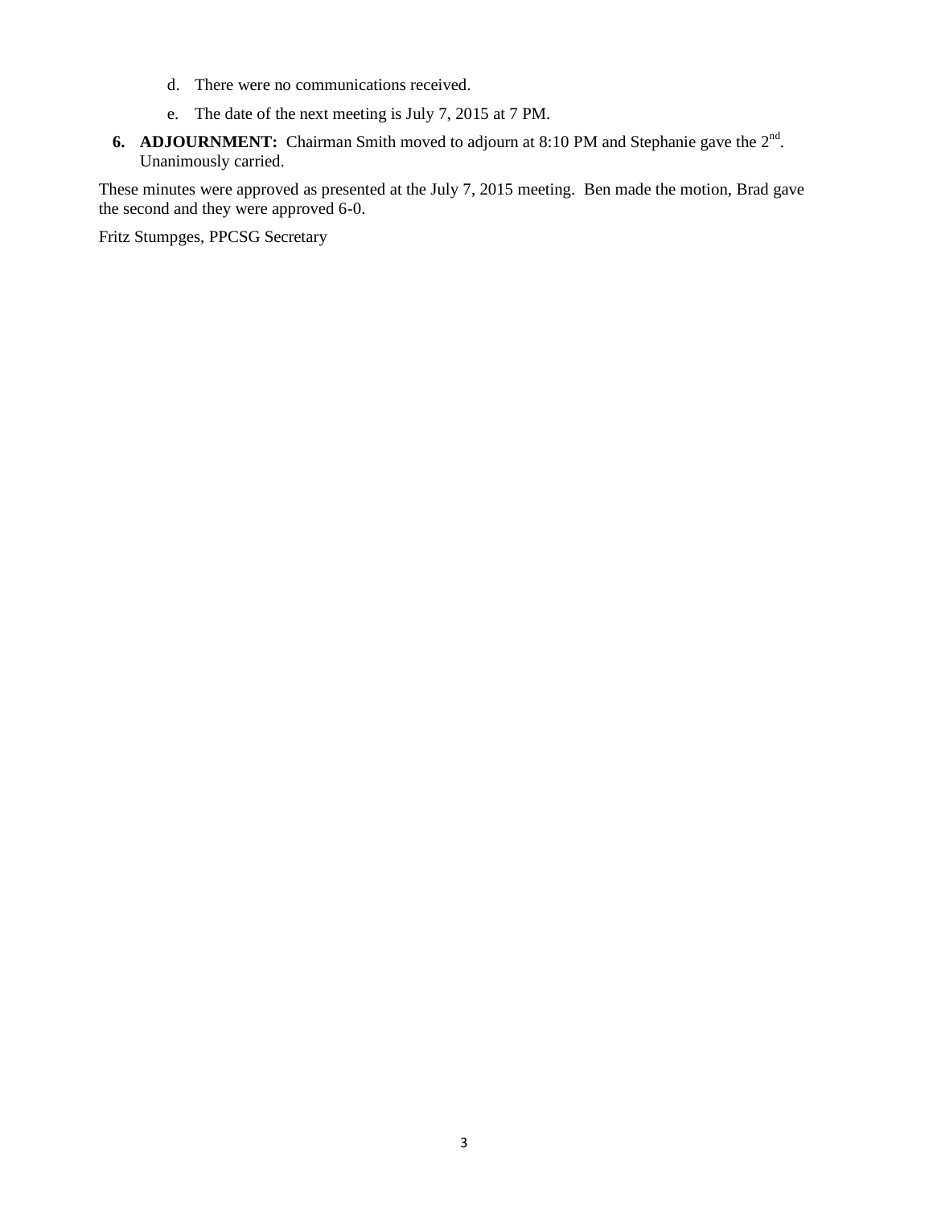d. There were no communications received.

e. The date of the next meeting is July 7, 2015 at 7 PM.

6. **ADJOURNMENT:** Chairman Smith moved to adjourn at 8:10 PM and Stephanie gave the 2nd. Unanimously carried.

These minutes were approved as presented at the July 7, 2015 meeting. Ben made the motion, Brad gave the second and they were approved 6-0.

Fritz Stumpges, PPCSG Secretary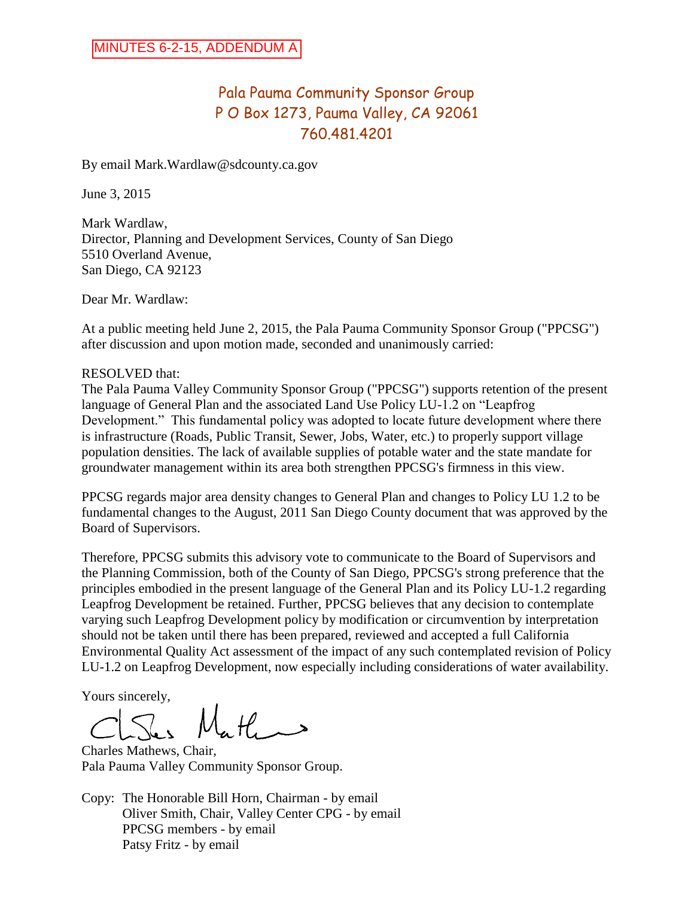MINUTES 6-2-15, ADDENDUM A

Pala Pauma Community Sponsor Group
P O Box 1273, Pauma Valley, CA 92061
760.481.4201

By email Mark.Wardlaw@sdcounty.ca.gov

June 3, 2015

Mark Wardlaw,
Director, Planning and Development Services, County of San Diego
5510 Overland Avenue,
San Diego, CA 92123

Dear Mr. Wardlaw:

At a public meeting held June 2, 2015, the Pala Pauma Community Sponsor Group ("PPCSG") after discussion and upon motion made, seconded and unanimously carried:

RESOLVED that:
The Pala Pauma Valley Community Sponsor Group ("PPCSG") supports retention of the present language of General Plan and the associated Land Use Policy LU-1.2 on "Leapfrog Development." This fundamental policy was adopted to locate future development where there is infrastructure (Roads, Public Transit, Sewer, Jobs, Water, etc.) to properly support village population densities. The lack of available supplies of potable water and the state mandate for groundwater management within its area both strengthen PPCSG's firmness in this view.

PPCSG regards major area density changes to General Plan and changes to Policy LU 1.2 to be fundamental changes to the August, 2011 San Diego County document that was approved by the Board of Supervisors.

Therefore, PPCSG submits this advisory vote to communicate to the Board of Supervisors and the Planning Commission, both of the County of San Diego, PPCSG's strong preference that the principles embodied in the present language of the General Plan and its Policy LU-1.2 regarding Leapfrog Development be retained. Further, PPCSG believes that any decision to contemplate varying such Leapfrog Development policy by modification or circumvention by interpretation should not be taken until there has been prepared, reviewed and accepted a full California Environmental Quality Act assessment of the impact of any such contemplated revision of Policy LU-1.2 on Leapfrog Development, now especially including considerations of water availability.

Yours sincerely,

Charles Mathews, Chair,
Pala Pauma Valley Community Sponsor Group.

Copy: The Honorable Bill Horn, Chairman - by email
Oliver Smith, Chair, Valley Center CPG - by email
PPCSG members - by email
Patsy Fritz - by email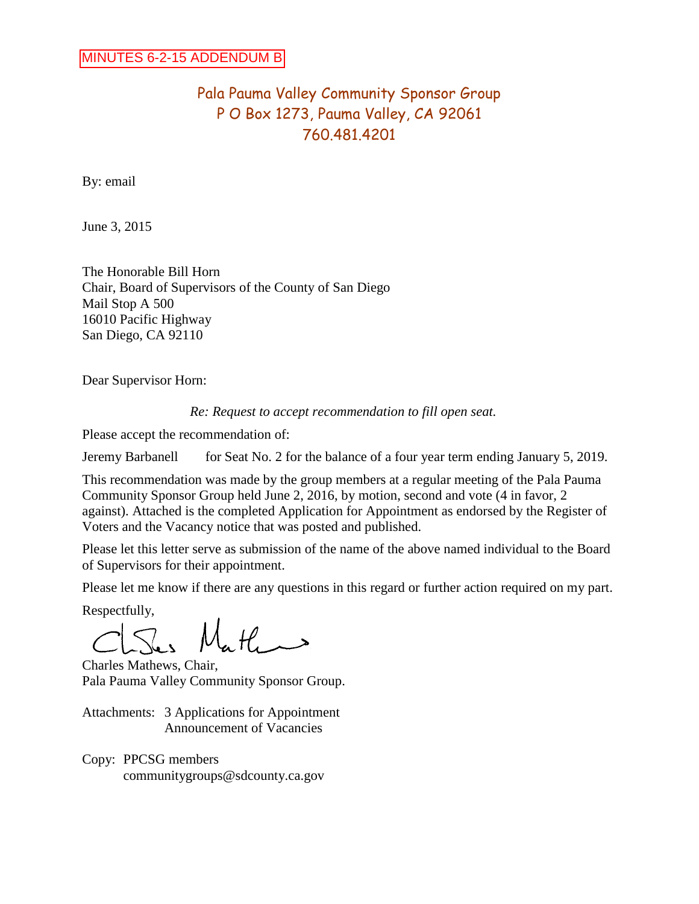MINUTES 6-2-15 ADDENDUM B

Pala Pauma Valley Community Sponsor Group
P O Box 1273, Pauma Valley, CA 92061
760.481.4201

By: email

June 3, 2015

The Honorable Bill Horn
Chair, Board of Supervisors of the County of San Diego
Mail Stop A 500
16010 Pacific Highway
San Diego, CA 92110

Dear Supervisor Horn:

*Re: Request to accept recommendation to fill open seat.*

Please accept the recommendation of:

Jeremy Barbanell for Seat No. 2 for the balance of a four year term ending January 5, 2019.

This recommendation was made by the group members at a regular meeting of the Pala Pauma Community Sponsor Group held June 2, 2016, by motion, second and vote (4 in favor, 2 against). Attached is the completed Application for Appointment as endorsed by the Register of Voters and the Vacancy notice that was posted and published.

Please let this letter serve as submission of the name of the above named individual to the Board of Supervisors for their appointment.

Please let me know if there are any questions in this regard or further action required on my part.

Respectfully,

Charles Mathews, Chair,
Pala Pauma Valley Community Sponsor Group.

Attachments: 3 Applications for Appointment
Announcement of Vacancies

Copy: PPCSG members
communitygroups@sdcounty.ca.gov